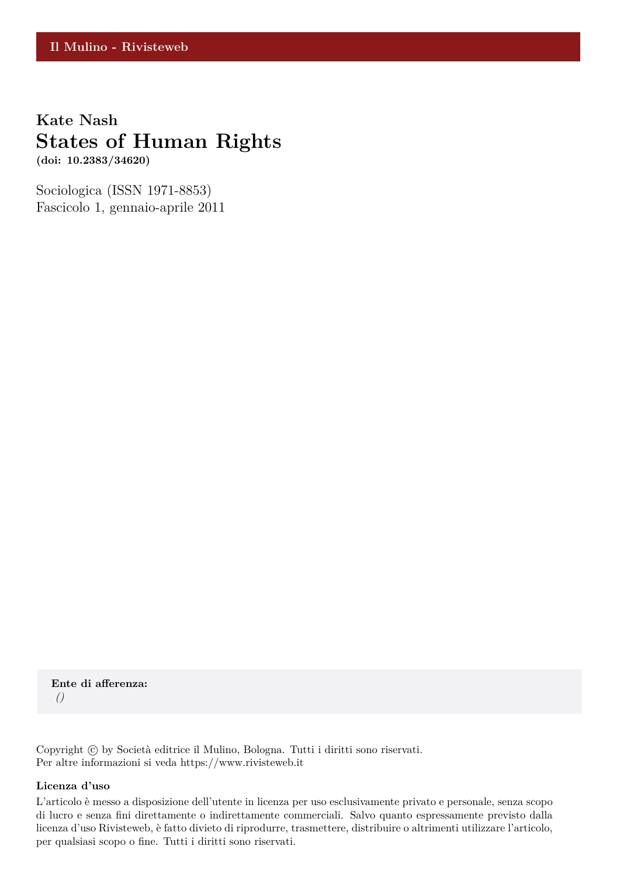Il Mulino - Rivisteweb

**Kate Nash**

# States of Human Rights

**(doi: 10.2383/34620)**

Sociologica (ISSN 1971-8853)
Fascicolo 1, gennaio-aprile 2011

**Ente di afferenza:**
*()*

Copyright © by Società editrice il Mulino, Bologna. Tutti i diritti sono riservati.
Per altre informazioni si veda https://www.rivisteweb.it

**Licenza d'uso**

L'articolo è messo a disposizione dell'utente in licenza per uso esclusivamente privato e personale, senza scopo di lucro e senza fini direttamente o indirettamente commerciali. Salvo quanto espressamente previsto dalla licenza d'uso Rivisteweb, è fatto divieto di riprodurre, trasmettere, distribuire o altrimenti utilizzare l'articolo, per qualsiasi scopo o fine. Tutti i diritti sono riservati.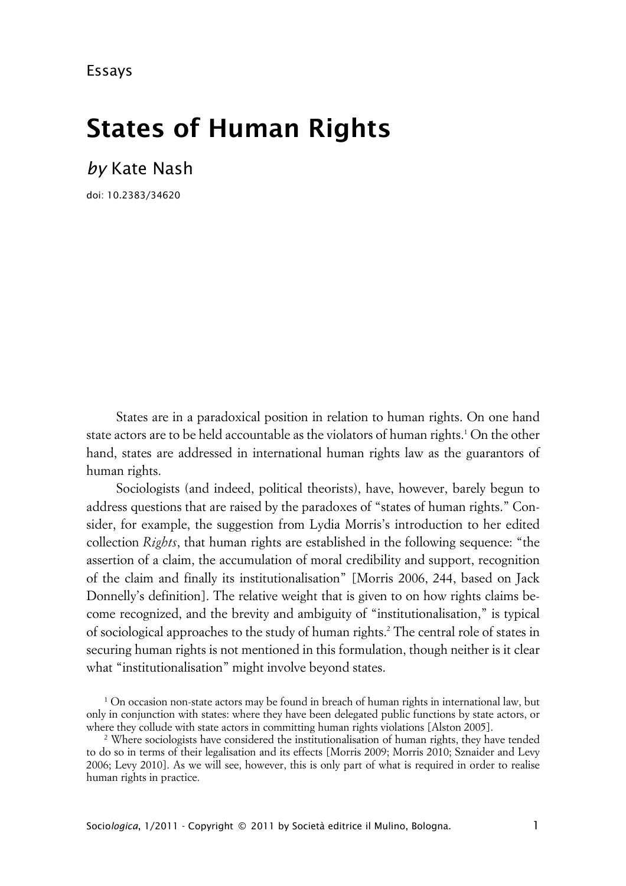Essays

# States of Human Rights

## *by* Kate Nash

doi: 10.2383/34620

States are in a paradoxical position in relation to human rights. On one hand state actors are to be held accountable as the violators of human rights.[1] On the other hand, states are addressed in international human rights law as the guarantors of human rights.

Sociologists (and indeed, political theorists), have, however, barely begun to address questions that are raised by the paradoxes of "states of human rights." Consider, for example, the suggestion from Lydia Morris's introduction to her edited collection *Rights*, that human rights are established in the following sequence: "the assertion of a claim, the accumulation of moral credibility and support, recognition of the claim and finally its institutionalisation" [Morris 2006, 244, based on Jack Donnelly's definition]. The relative weight that is given to on how rights claims become recognized, and the brevity and ambiguity of "institutionalisation," is typical of sociological approaches to the study of human rights.[2] The central role of states in securing human rights is not mentioned in this formulation, though neither is it clear what "institutionalisation" might involve beyond states.

[1] On occasion non-state actors may be found in breach of human rights in international law, but only in conjunction with states: where they have been delegated public functions by state actors, or where they collude with state actors in committing human rights violations [Alston 2005].

[2] Where sociologists have considered the institutionalisation of human rights, they have tended to do so in terms of their legalisation and its effects [Morris 2009; Morris 2010; Sznaider and Levy 2006; Levy 2010]. As we will see, however, this is only part of what is required in order to realise human rights in practice.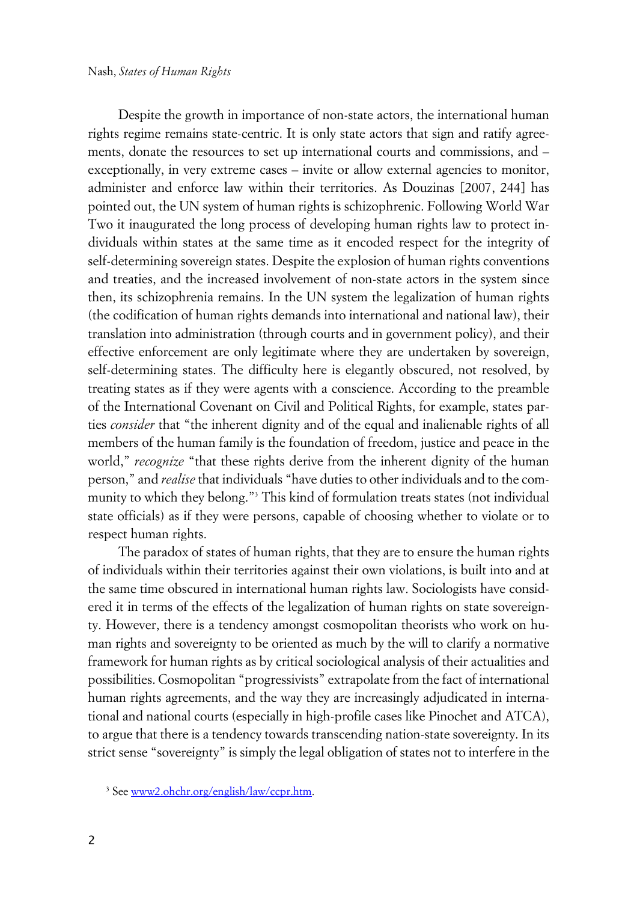Despite the growth in importance of non-state actors, the international human rights regime remains state-centric. It is only state actors that sign and ratify agreements, donate the resources to set up international courts and commissions, and – exceptionally, in very extreme cases – invite or allow external agencies to monitor, administer and enforce law within their territories. As Douzinas [2007, 244] has pointed out, the UN system of human rights is schizophrenic. Following World War Two it inaugurated the long process of developing human rights law to protect individuals within states at the same time as it encoded respect for the integrity of self-determining sovereign states. Despite the explosion of human rights conventions and treaties, and the increased involvement of non-state actors in the system since then, its schizophrenia remains. In the UN system the legalization of human rights (the codification of human rights demands into international and national law), their translation into administration (through courts and in government policy), and their effective enforcement are only legitimate where they are undertaken by sovereign, self-determining states. The difficulty here is elegantly obscured, not resolved, by treating states as if they were agents with a conscience. According to the preamble of the International Covenant on Civil and Political Rights, for example, states parties *consider* that "the inherent dignity and of the equal and inalienable rights of all members of the human family is the foundation of freedom, justice and peace in the world," *recognize* "that these rights derive from the inherent dignity of the human person," and *realise* that individuals "have duties to other individuals and to the community to which they belong."[3] This kind of formulation treats states (not individual state officials) as if they were persons, capable of choosing whether to violate or to respect human rights.

The paradox of states of human rights, that they are to ensure the human rights of individuals within their territories against their own violations, is built into and at the same time obscured in international human rights law. Sociologists have considered it in terms of the effects of the legalization of human rights on state sovereignty. However, there is a tendency amongst cosmopolitan theorists who work on human rights and sovereignty to be oriented as much by the will to clarify a normative framework for human rights as by critical sociological analysis of their actualities and possibilities. Cosmopolitan "progressivists" extrapolate from the fact of international human rights agreements, and the way they are increasingly adjudicated in international and national courts (especially in high-profile cases like Pinochet and ATCA), to argue that there is a tendency towards transcending nation-state sovereignty. In its strict sense "sovereignty" is simply the legal obligation of states not to interfere in the

[3] See www2.ohchr.org/english/law/ccpr.htm.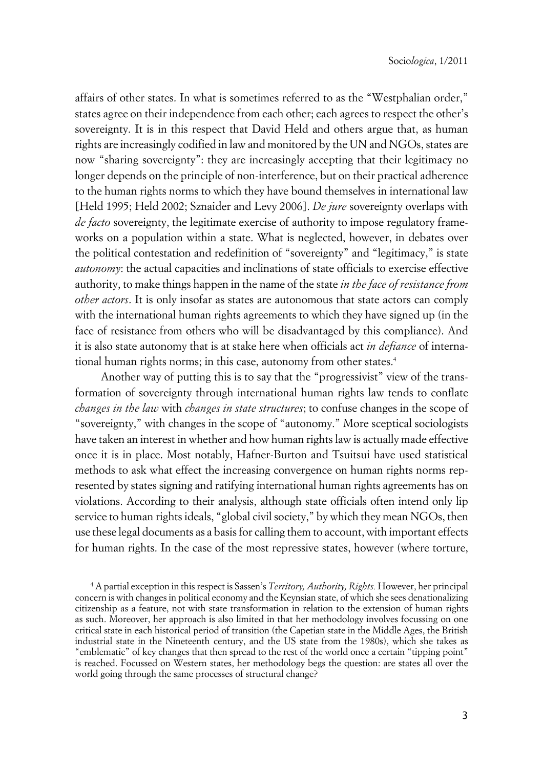affairs of other states. In what is sometimes referred to as the "Westphalian order," states agree on their independence from each other; each agrees to respect the other's sovereignty. It is in this respect that David Held and others argue that, as human rights are increasingly codified in law and monitored by the UN and NGOs, states are now "sharing sovereignty": they are increasingly accepting that their legitimacy no longer depends on the principle of non-interference, but on their practical adherence to the human rights norms to which they have bound themselves in international law [Held 1995; Held 2002; Sznaider and Levy 2006]. *De jure* sovereignty overlaps with *de facto* sovereignty, the legitimate exercise of authority to impose regulatory frameworks on a population within a state. What is neglected, however, in debates over the political contestation and redefinition of "sovereignty" and "legitimacy," is state *autonomy*: the actual capacities and inclinations of state officials to exercise effective authority, to make things happen in the name of the state *in the face of resistance from other actors*. It is only insofar as states are autonomous that state actors can comply with the international human rights agreements to which they have signed up (in the face of resistance from others who will be disadvantaged by this compliance). And it is also state autonomy that is at stake here when officials act *in defiance* of international human rights norms; in this case, autonomy from other states.[4]

Another way of putting this is to say that the "progressivist" view of the transformation of sovereignty through international human rights law tends to conflate *changes in the law* with *changes in state structures*; to confuse changes in the scope of "sovereignty," with changes in the scope of "autonomy." More sceptical sociologists have taken an interest in whether and how human rights law is actually made effective once it is in place. Most notably, Hafner-Burton and Tsuitsui have used statistical methods to ask what effect the increasing convergence on human rights norms represented by states signing and ratifying international human rights agreements has on violations. According to their analysis, although state officials often intend only lip service to human rights ideals, "global civil society," by which they mean NGOs, then use these legal documents as a basis for calling them to account, with important effects for human rights. In the case of the most repressive states, however (where torture,

[4] A partial exception in this respect is Sassen's *Territory, Authority, Rights.* However, her principal concern is with changes in political economy and the Keynsian state, of which she sees denationalizing citizenship as a feature, not with state transformation in relation to the extension of human rights as such. Moreover, her approach is also limited in that her methodology involves focussing on one critical state in each historical period of transition (the Capetian state in the Middle Ages, the British industrial state in the Nineteenth century, and the US state from the 1980s), which she takes as "emblematic" of key changes that then spread to the rest of the world once a certain "tipping point" is reached. Focussed on Western states, her methodology begs the question: are states all over the world going through the same processes of structural change?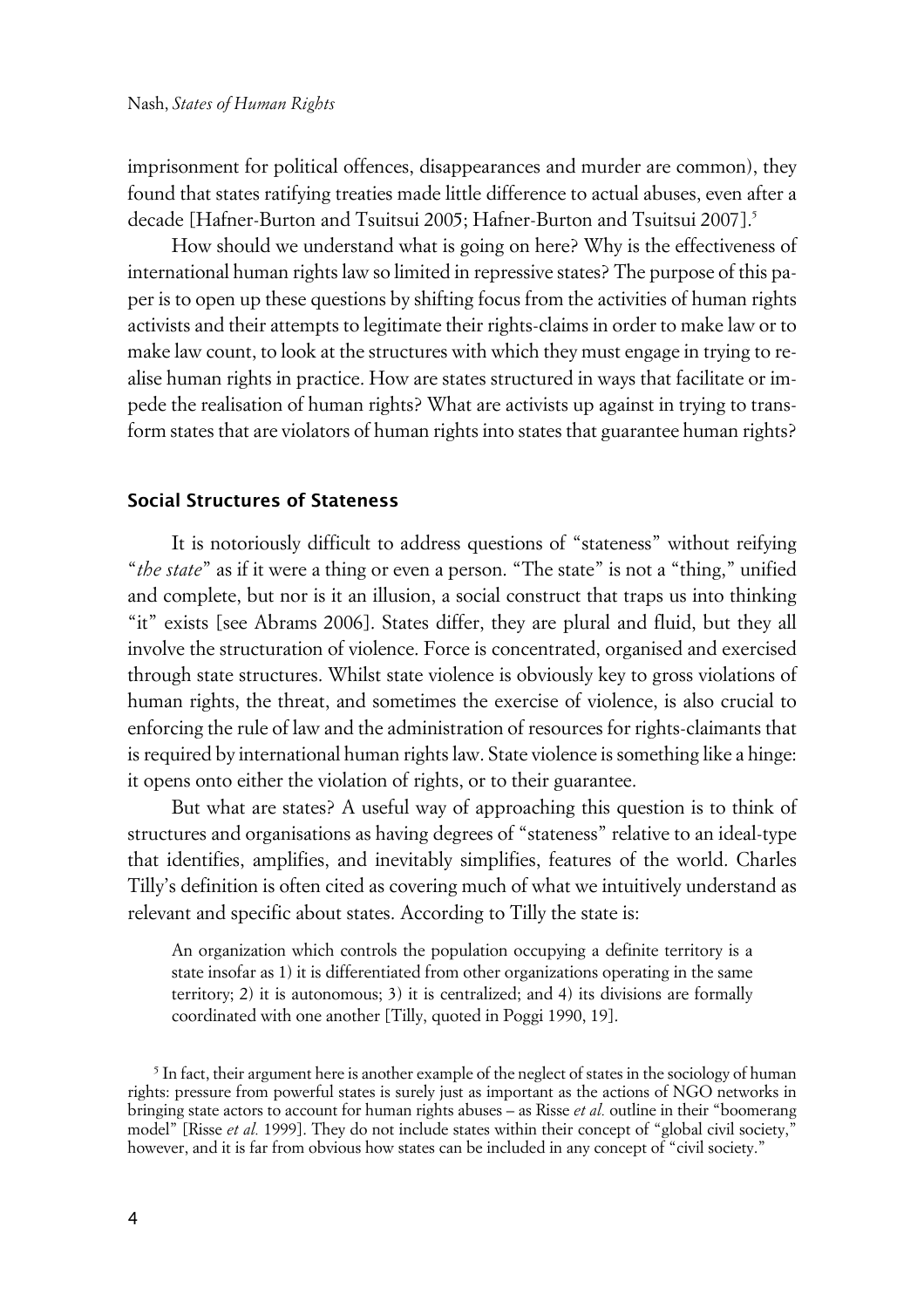imprisonment for political offences, disappearances and murder are common), they found that states ratifying treaties made little difference to actual abuses, even after a decade [Hafner-Burton and Tsuitsui 2005; Hafner-Burton and Tsuitsui 2007].[5]

How should we understand what is going on here? Why is the effectiveness of international human rights law so limited in repressive states? The purpose of this paper is to open up these questions by shifting focus from the activities of human rights activists and their attempts to legitimate their rights-claims in order to make law or to make law count, to look at the structures with which they must engage in trying to realise human rights in practice. How are states structured in ways that facilitate or impede the realisation of human rights? What are activists up against in trying to transform states that are violators of human rights into states that guarantee human rights?

## Social Structures of Stateness

It is notoriously difficult to address questions of "stateness" without reifying "*the state*" as if it were a thing or even a person. "The state" is not a "thing," unified and complete, but nor is it an illusion, a social construct that traps us into thinking "it" exists [see Abrams 2006]. States differ, they are plural and fluid, but they all involve the structuration of violence. Force is concentrated, organised and exercised through state structures. Whilst state violence is obviously key to gross violations of human rights, the threat, and sometimes the exercise of violence, is also crucial to enforcing the rule of law and the administration of resources for rights-claimants that is required by international human rights law. State violence is something like a hinge: it opens onto either the violation of rights, or to their guarantee.

But what are states? A useful way of approaching this question is to think of structures and organisations as having degrees of "stateness" relative to an ideal-type that identifies, amplifies, and inevitably simplifies, features of the world. Charles Tilly's definition is often cited as covering much of what we intuitively understand as relevant and specific about states. According to Tilly the state is:

> An organization which controls the population occupying a definite territory is a state insofar as 1) it is differentiated from other organizations operating in the same territory; 2) it is autonomous; 3) it is centralized; and 4) its divisions are formally coordinated with one another [Tilly, quoted in Poggi 1990, 19].

[5] In fact, their argument here is another example of the neglect of states in the sociology of human rights: pressure from powerful states is surely just as important as the actions of NGO networks in bringing state actors to account for human rights abuses – as Risse *et al.* outline in their "boomerang model" [Risse *et al.* 1999]. They do not include states within their concept of "global civil society," however, and it is far from obvious how states can be included in any concept of "civil society."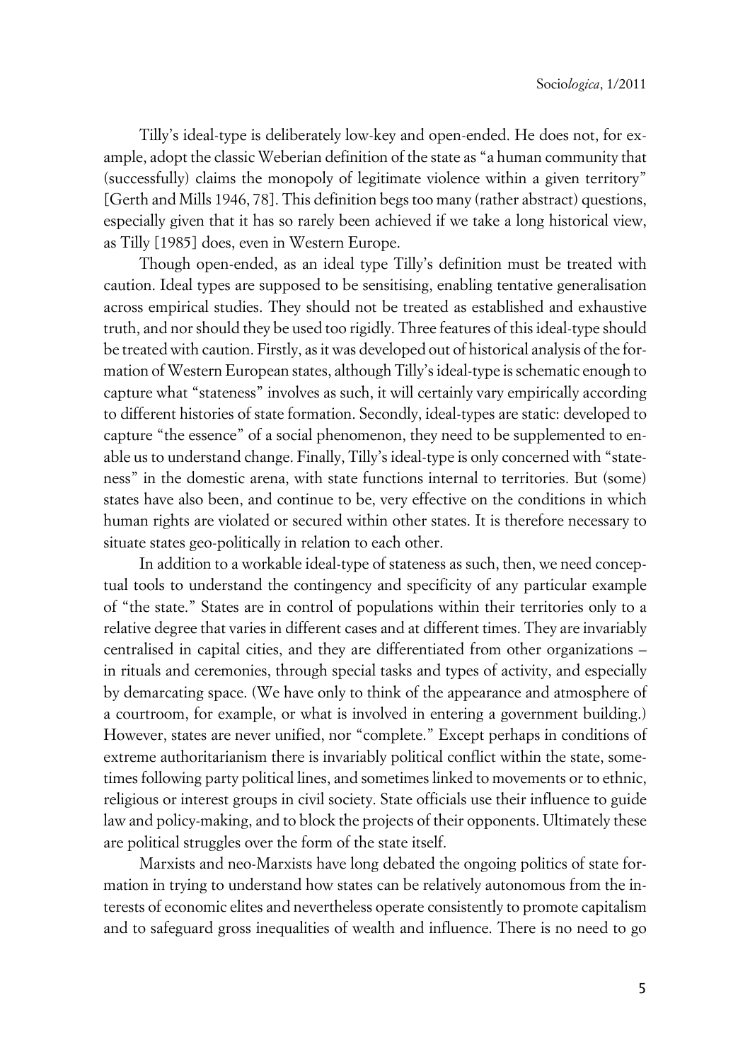Tilly's ideal-type is deliberately low-key and open-ended. He does not, for example, adopt the classic Weberian definition of the state as "a human community that (successfully) claims the monopoly of legitimate violence within a given territory" [Gerth and Mills 1946, 78]. This definition begs too many (rather abstract) questions, especially given that it has so rarely been achieved if we take a long historical view, as Tilly [1985] does, even in Western Europe.

Though open-ended, as an ideal type Tilly's definition must be treated with caution. Ideal types are supposed to be sensitising, enabling tentative generalisation across empirical studies. They should not be treated as established and exhaustive truth, and nor should they be used too rigidly. Three features of this ideal-type should be treated with caution. Firstly, as it was developed out of historical analysis of the formation of Western European states, although Tilly's ideal-type is schematic enough to capture what "stateness" involves as such, it will certainly vary empirically according to different histories of state formation. Secondly, ideal-types are static: developed to capture "the essence" of a social phenomenon, they need to be supplemented to enable us to understand change. Finally, Tilly's ideal-type is only concerned with "stateness" in the domestic arena, with state functions internal to territories. But (some) states have also been, and continue to be, very effective on the conditions in which human rights are violated or secured within other states. It is therefore necessary to situate states geo-politically in relation to each other.

In addition to a workable ideal-type of stateness as such, then, we need conceptual tools to understand the contingency and specificity of any particular example of "the state." States are in control of populations within their territories only to a relative degree that varies in different cases and at different times. They are invariably centralised in capital cities, and they are differentiated from other organizations – in rituals and ceremonies, through special tasks and types of activity, and especially by demarcating space. (We have only to think of the appearance and atmosphere of a courtroom, for example, or what is involved in entering a government building.) However, states are never unified, nor "complete." Except perhaps in conditions of extreme authoritarianism there is invariably political conflict within the state, sometimes following party political lines, and sometimes linked to movements or to ethnic, religious or interest groups in civil society. State officials use their influence to guide law and policy-making, and to block the projects of their opponents. Ultimately these are political struggles over the form of the state itself.

Marxists and neo-Marxists have long debated the ongoing politics of state formation in trying to understand how states can be relatively autonomous from the interests of economic elites and nevertheless operate consistently to promote capitalism and to safeguard gross inequalities of wealth and influence. There is no need to go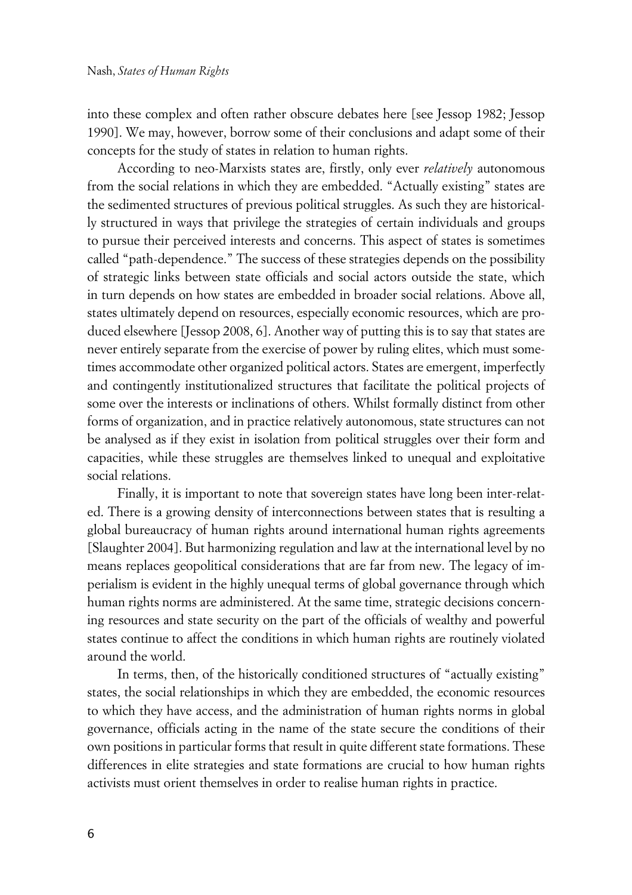into these complex and often rather obscure debates here [see Jessop 1982; Jessop 1990]. We may, however, borrow some of their conclusions and adapt some of their concepts for the study of states in relation to human rights.

According to neo-Marxists states are, firstly, only ever *relatively* autonomous from the social relations in which they are embedded. "Actually existing" states are the sedimented structures of previous political struggles. As such they are historically structured in ways that privilege the strategies of certain individuals and groups to pursue their perceived interests and concerns. This aspect of states is sometimes called "path-dependence." The success of these strategies depends on the possibility of strategic links between state officials and social actors outside the state, which in turn depends on how states are embedded in broader social relations. Above all, states ultimately depend on resources, especially economic resources, which are produced elsewhere [Jessop 2008, 6]. Another way of putting this is to say that states are never entirely separate from the exercise of power by ruling elites, which must sometimes accommodate other organized political actors. States are emergent, imperfectly and contingently institutionalized structures that facilitate the political projects of some over the interests or inclinations of others. Whilst formally distinct from other forms of organization, and in practice relatively autonomous, state structures can not be analysed as if they exist in isolation from political struggles over their form and capacities, while these struggles are themselves linked to unequal and exploitative social relations.

Finally, it is important to note that sovereign states have long been inter-related. There is a growing density of interconnections between states that is resulting a global bureaucracy of human rights around international human rights agreements [Slaughter 2004]. But harmonizing regulation and law at the international level by no means replaces geopolitical considerations that are far from new. The legacy of imperialism is evident in the highly unequal terms of global governance through which human rights norms are administered. At the same time, strategic decisions concerning resources and state security on the part of the officials of wealthy and powerful states continue to affect the conditions in which human rights are routinely violated around the world.

In terms, then, of the historically conditioned structures of "actually existing" states, the social relationships in which they are embedded, the economic resources to which they have access, and the administration of human rights norms in global governance, officials acting in the name of the state secure the conditions of their own positions in particular forms that result in quite different state formations. These differences in elite strategies and state formations are crucial to how human rights activists must orient themselves in order to realise human rights in practice.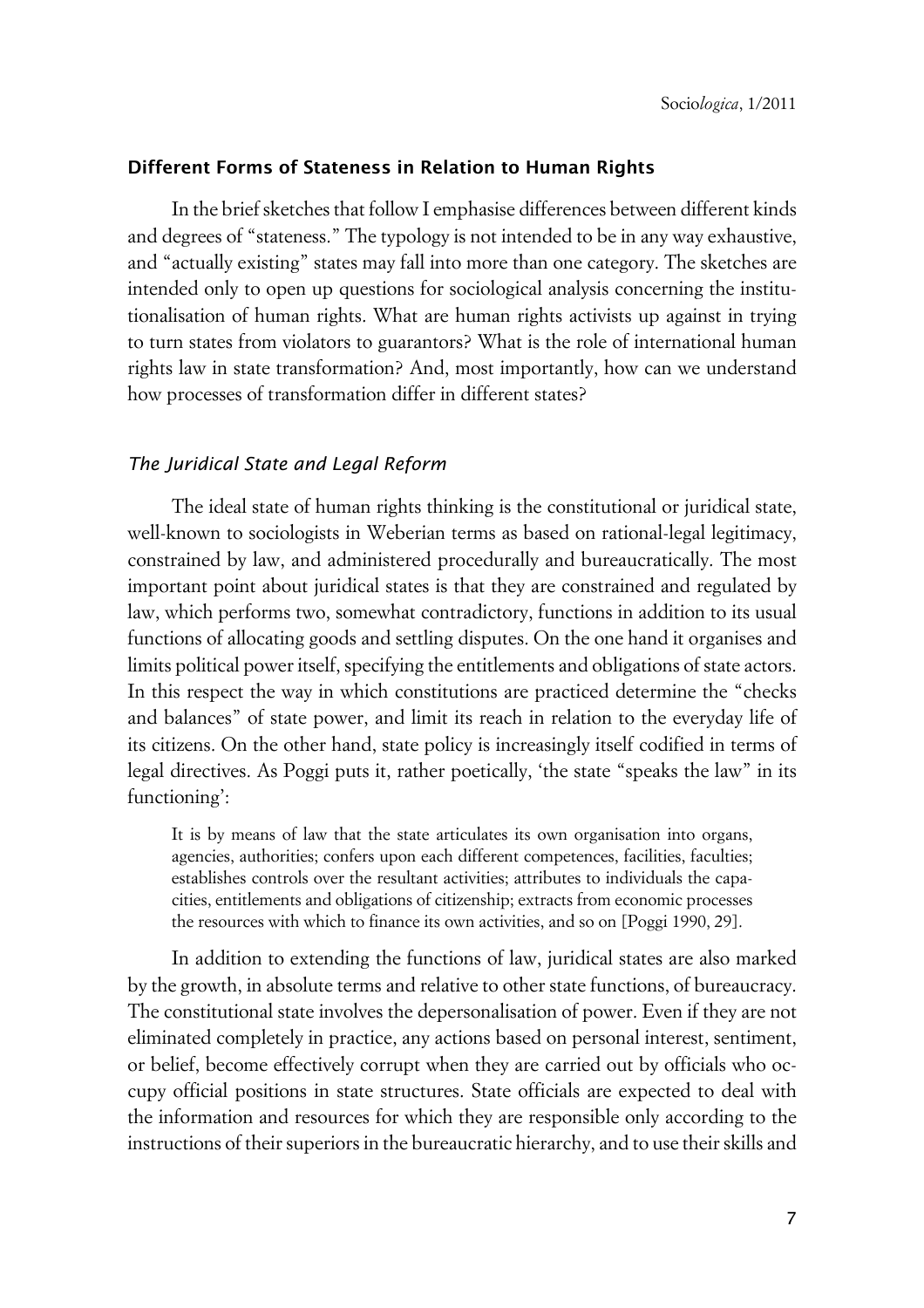## Different Forms of Stateness in Relation to Human Rights

In the brief sketches that follow I emphasise differences between different kinds and degrees of "stateness." The typology is not intended to be in any way exhaustive, and "actually existing" states may fall into more than one category. The sketches are intended only to open up questions for sociological analysis concerning the institutionalisation of human rights. What are human rights activists up against in trying to turn states from violators to guarantors? What is the role of international human rights law in state transformation? And, most importantly, how can we understand how processes of transformation differ in different states?

### *The Juridical State and Legal Reform*

The ideal state of human rights thinking is the constitutional or juridical state, well-known to sociologists in Weberian terms as based on rational-legal legitimacy, constrained by law, and administered procedurally and bureaucratically. The most important point about juridical states is that they are constrained and regulated by law, which performs two, somewhat contradictory, functions in addition to its usual functions of allocating goods and settling disputes. On the one hand it organises and limits political power itself, specifying the entitlements and obligations of state actors. In this respect the way in which constitutions are practiced determine the "checks and balances" of state power, and limit its reach in relation to the everyday life of its citizens. On the other hand, state policy is increasingly itself codified in terms of legal directives. As Poggi puts it, rather poetically, 'the state "speaks the law" in its functioning':

> It is by means of law that the state articulates its own organisation into organs, agencies, authorities; confers upon each different competences, facilities, faculties; establishes controls over the resultant activities; attributes to individuals the capacities, entitlements and obligations of citizenship; extracts from economic processes the resources with which to finance its own activities, and so on [Poggi 1990, 29].

In addition to extending the functions of law, juridical states are also marked by the growth, in absolute terms and relative to other state functions, of bureaucracy. The constitutional state involves the depersonalisation of power. Even if they are not eliminated completely in practice, any actions based on personal interest, sentiment, or belief, become effectively corrupt when they are carried out by officials who occupy official positions in state structures. State officials are expected to deal with the information and resources for which they are responsible only according to the instructions of their superiors in the bureaucratic hierarchy, and to use their skills and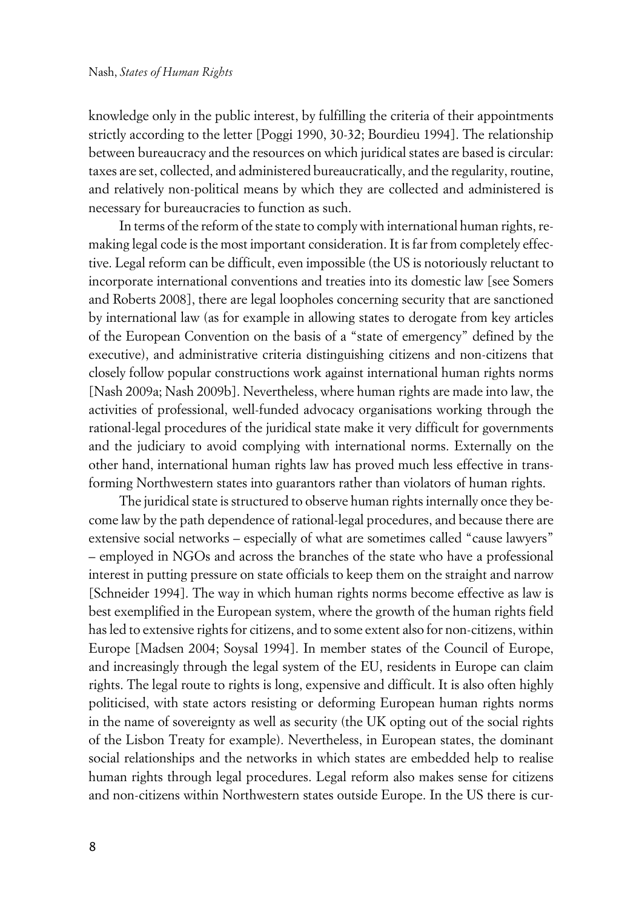knowledge only in the public interest, by fulfilling the criteria of their appointments strictly according to the letter [Poggi 1990, 30-32; Bourdieu 1994]. The relationship between bureaucracy and the resources on which juridical states are based is circular: taxes are set, collected, and administered bureaucratically, and the regularity, routine, and relatively non-political means by which they are collected and administered is necessary for bureaucracies to function as such.

In terms of the reform of the state to comply with international human rights, remaking legal code is the most important consideration. It is far from completely effective. Legal reform can be difficult, even impossible (the US is notoriously reluctant to incorporate international conventions and treaties into its domestic law [see Somers and Roberts 2008], there are legal loopholes concerning security that are sanctioned by international law (as for example in allowing states to derogate from key articles of the European Convention on the basis of a "state of emergency" defined by the executive), and administrative criteria distinguishing citizens and non-citizens that closely follow popular constructions work against international human rights norms [Nash 2009a; Nash 2009b]. Nevertheless, where human rights are made into law, the activities of professional, well-funded advocacy organisations working through the rational-legal procedures of the juridical state make it very difficult for governments and the judiciary to avoid complying with international norms. Externally on the other hand, international human rights law has proved much less effective in transforming Northwestern states into guarantors rather than violators of human rights.

The juridical state is structured to observe human rights internally once they become law by the path dependence of rational-legal procedures, and because there are extensive social networks – especially of what are sometimes called "cause lawyers" – employed in NGOs and across the branches of the state who have a professional interest in putting pressure on state officials to keep them on the straight and narrow [Schneider 1994]. The way in which human rights norms become effective as law is best exemplified in the European system, where the growth of the human rights field has led to extensive rights for citizens, and to some extent also for non-citizens, within Europe [Madsen 2004; Soysal 1994]. In member states of the Council of Europe, and increasingly through the legal system of the EU, residents in Europe can claim rights. The legal route to rights is long, expensive and difficult. It is also often highly politicised, with state actors resisting or deforming European human rights norms in the name of sovereignty as well as security (the UK opting out of the social rights of the Lisbon Treaty for example). Nevertheless, in European states, the dominant social relationships and the networks in which states are embedded help to realise human rights through legal procedures. Legal reform also makes sense for citizens and non-citizens within Northwestern states outside Europe. In the US there is cur-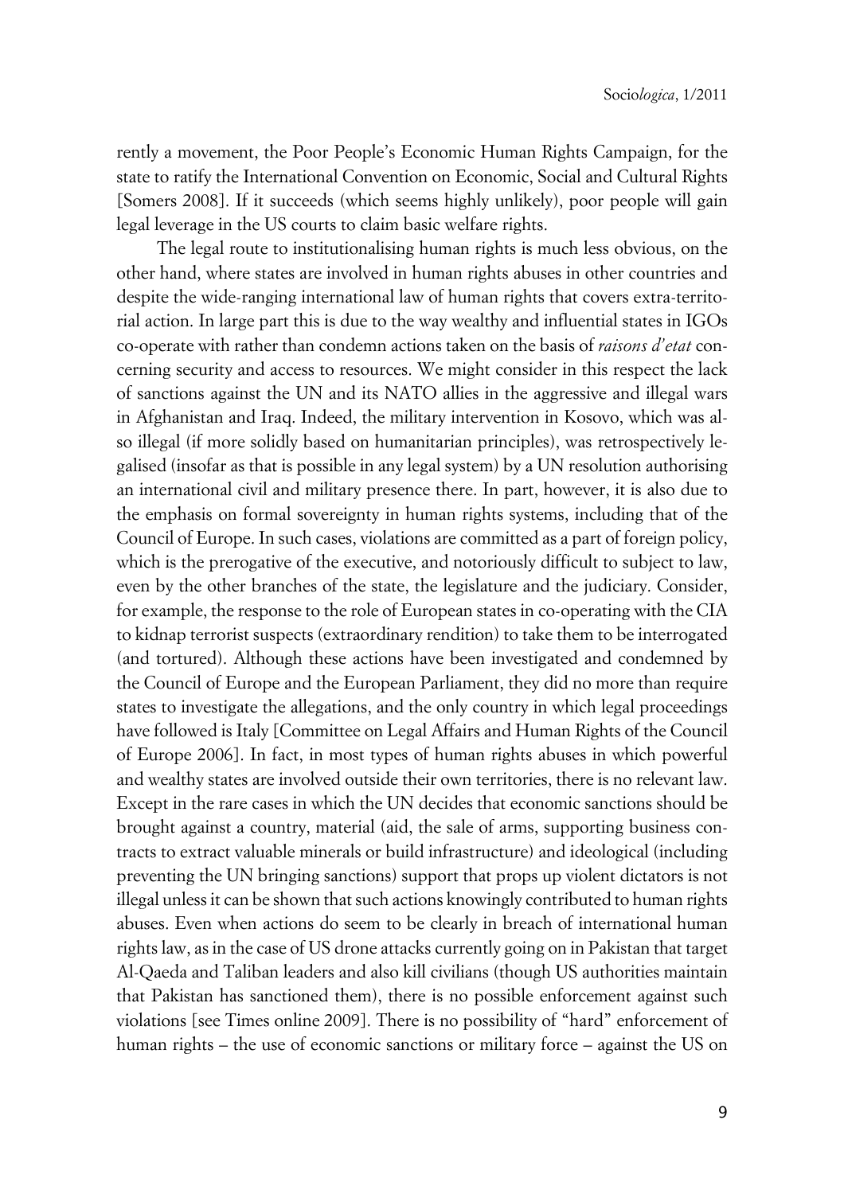rently a movement, the Poor People's Economic Human Rights Campaign, for the state to ratify the International Convention on Economic, Social and Cultural Rights [Somers 2008]. If it succeeds (which seems highly unlikely), poor people will gain legal leverage in the US courts to claim basic welfare rights.

The legal route to institutionalising human rights is much less obvious, on the other hand, where states are involved in human rights abuses in other countries and despite the wide-ranging international law of human rights that covers extra-territorial action. In large part this is due to the way wealthy and influential states in IGOs co-operate with rather than condemn actions taken on the basis of *raisons d'etat* concerning security and access to resources. We might consider in this respect the lack of sanctions against the UN and its NATO allies in the aggressive and illegal wars in Afghanistan and Iraq. Indeed, the military intervention in Kosovo, which was also illegal (if more solidly based on humanitarian principles), was retrospectively legalised (insofar as that is possible in any legal system) by a UN resolution authorising an international civil and military presence there. In part, however, it is also due to the emphasis on formal sovereignty in human rights systems, including that of the Council of Europe. In such cases, violations are committed as a part of foreign policy, which is the prerogative of the executive, and notoriously difficult to subject to law, even by the other branches of the state, the legislature and the judiciary. Consider, for example, the response to the role of European states in co-operating with the CIA to kidnap terrorist suspects (extraordinary rendition) to take them to be interrogated (and tortured). Although these actions have been investigated and condemned by the Council of Europe and the European Parliament, they did no more than require states to investigate the allegations, and the only country in which legal proceedings have followed is Italy [Committee on Legal Affairs and Human Rights of the Council of Europe 2006]. In fact, in most types of human rights abuses in which powerful and wealthy states are involved outside their own territories, there is no relevant law. Except in the rare cases in which the UN decides that economic sanctions should be brought against a country, material (aid, the sale of arms, supporting business contracts to extract valuable minerals or build infrastructure) and ideological (including preventing the UN bringing sanctions) support that props up violent dictators is not illegal unless it can be shown that such actions knowingly contributed to human rights abuses. Even when actions do seem to be clearly in breach of international human rights law, as in the case of US drone attacks currently going on in Pakistan that target Al-Qaeda and Taliban leaders and also kill civilians (though US authorities maintain that Pakistan has sanctioned them), there is no possible enforcement against such violations [see Times online 2009]. There is no possibility of "hard" enforcement of human rights – the use of economic sanctions or military force – against the US on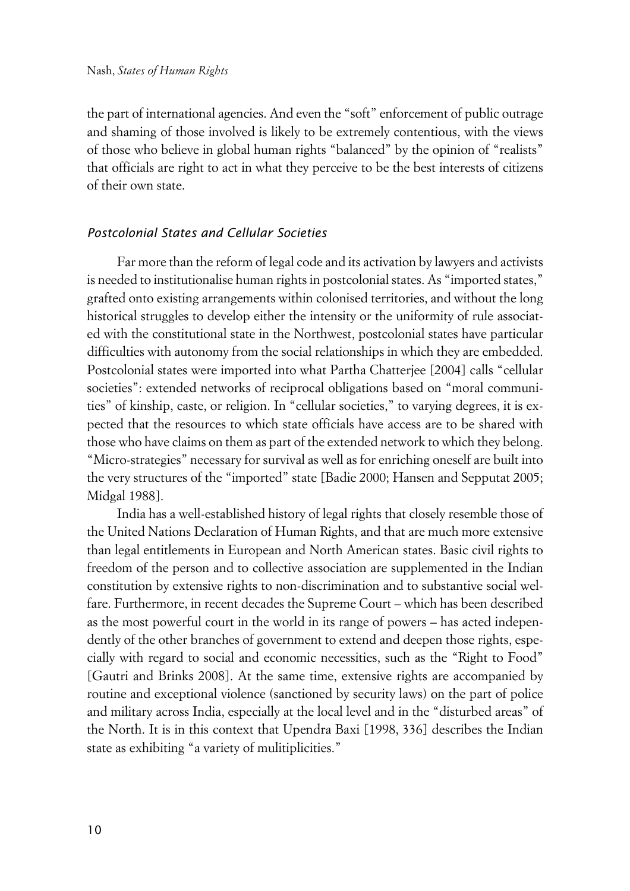the part of international agencies. And even the "soft" enforcement of public outrage and shaming of those involved is likely to be extremely contentious, with the views of those who believe in global human rights "balanced" by the opinion of "realists" that officials are right to act in what they perceive to be the best interests of citizens of their own state.

### *Postcolonial States and Cellular Societies*

Far more than the reform of legal code and its activation by lawyers and activists is needed to institutionalise human rights in postcolonial states. As "imported states," grafted onto existing arrangements within colonised territories, and without the long historical struggles to develop either the intensity or the uniformity of rule associated with the constitutional state in the Northwest, postcolonial states have particular difficulties with autonomy from the social relationships in which they are embedded. Postcolonial states were imported into what Partha Chatterjee [2004] calls "cellular societies": extended networks of reciprocal obligations based on "moral communities" of kinship, caste, or religion. In "cellular societies," to varying degrees, it is expected that the resources to which state officials have access are to be shared with those who have claims on them as part of the extended network to which they belong. "Micro-strategies" necessary for survival as well as for enriching oneself are built into the very structures of the "imported" state [Badie 2000; Hansen and Sepputat 2005; Midgal 1988].

India has a well-established history of legal rights that closely resemble those of the United Nations Declaration of Human Rights, and that are much more extensive than legal entitlements in European and North American states. Basic civil rights to freedom of the person and to collective association are supplemented in the Indian constitution by extensive rights to non-discrimination and to substantive social welfare. Furthermore, in recent decades the Supreme Court – which has been described as the most powerful court in the world in its range of powers – has acted independently of the other branches of government to extend and deepen those rights, especially with regard to social and economic necessities, such as the "Right to Food" [Gautri and Brinks 2008]. At the same time, extensive rights are accompanied by routine and exceptional violence (sanctioned by security laws) on the part of police and military across India, especially at the local level and in the "disturbed areas" of the North. It is in this context that Upendra Baxi [1998, 336] describes the Indian state as exhibiting "a variety of mulitiplicities."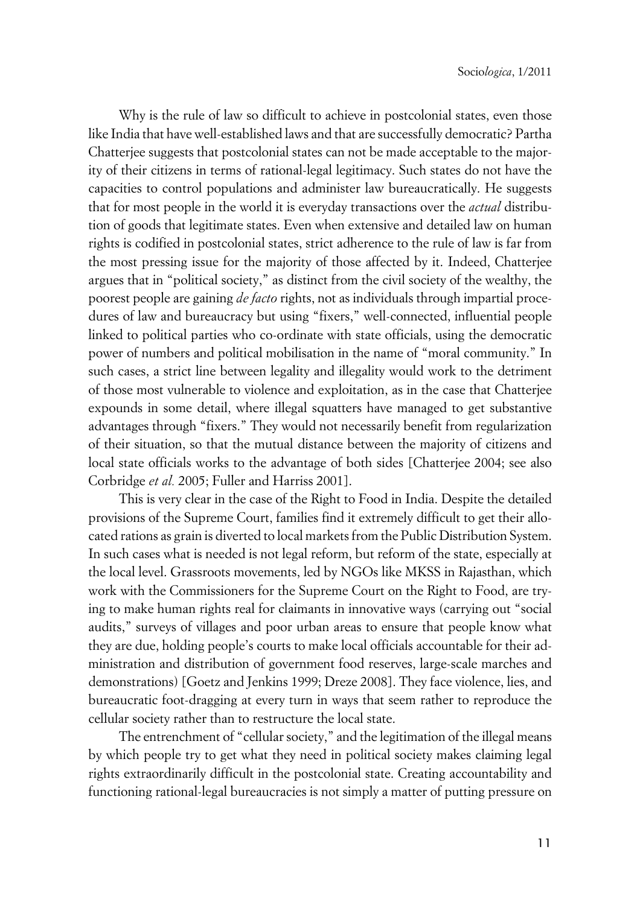Why is the rule of law so difficult to achieve in postcolonial states, even those like India that have well-established laws and that are successfully democratic? Partha Chatterjee suggests that postcolonial states can not be made acceptable to the majority of their citizens in terms of rational-legal legitimacy. Such states do not have the capacities to control populations and administer law bureaucratically. He suggests that for most people in the world it is everyday transactions over the *actual* distribution of goods that legitimate states. Even when extensive and detailed law on human rights is codified in postcolonial states, strict adherence to the rule of law is far from the most pressing issue for the majority of those affected by it. Indeed, Chatterjee argues that in "political society," as distinct from the civil society of the wealthy, the poorest people are gaining *de facto* rights, not as individuals through impartial procedures of law and bureaucracy but using "fixers," well-connected, influential people linked to political parties who co-ordinate with state officials, using the democratic power of numbers and political mobilisation in the name of "moral community." In such cases, a strict line between legality and illegality would work to the detriment of those most vulnerable to violence and exploitation, as in the case that Chatterjee expounds in some detail, where illegal squatters have managed to get substantive advantages through "fixers." They would not necessarily benefit from regularization of their situation, so that the mutual distance between the majority of citizens and local state officials works to the advantage of both sides [Chatterjee 2004; see also Corbridge *et al.* 2005; Fuller and Harriss 2001].

This is very clear in the case of the Right to Food in India. Despite the detailed provisions of the Supreme Court, families find it extremely difficult to get their allocated rations as grain is diverted to local markets from the Public Distribution System. In such cases what is needed is not legal reform, but reform of the state, especially at the local level. Grassroots movements, led by NGOs like MKSS in Rajasthan, which work with the Commissioners for the Supreme Court on the Right to Food, are trying to make human rights real for claimants in innovative ways (carrying out "social audits," surveys of villages and poor urban areas to ensure that people know what they are due, holding people's courts to make local officials accountable for their administration and distribution of government food reserves, large-scale marches and demonstrations) [Goetz and Jenkins 1999; Dreze 2008]. They face violence, lies, and bureaucratic foot-dragging at every turn in ways that seem rather to reproduce the cellular society rather than to restructure the local state.

The entrenchment of "cellular society," and the legitimation of the illegal means by which people try to get what they need in political society makes claiming legal rights extraordinarily difficult in the postcolonial state. Creating accountability and functioning rational-legal bureaucracies is not simply a matter of putting pressure on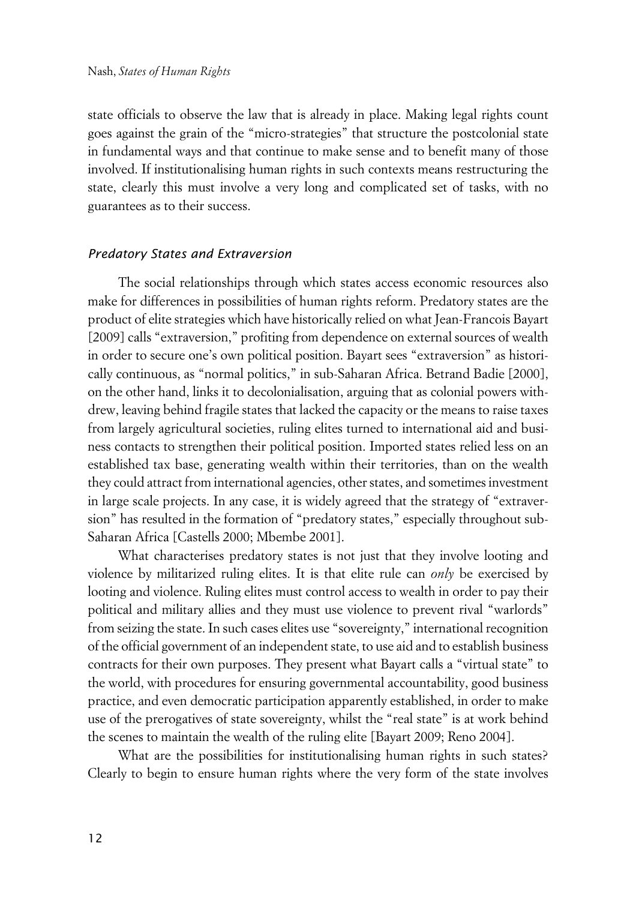state officials to observe the law that is already in place. Making legal rights count goes against the grain of the "micro-strategies" that structure the postcolonial state in fundamental ways and that continue to make sense and to benefit many of those involved. If institutionalising human rights in such contexts means restructuring the state, clearly this must involve a very long and complicated set of tasks, with no guarantees as to their success.

### *Predatory States and Extraversion*

The social relationships through which states access economic resources also make for differences in possibilities of human rights reform. Predatory states are the product of elite strategies which have historically relied on what Jean-Francois Bayart [2009] calls "extraversion," profiting from dependence on external sources of wealth in order to secure one's own political position. Bayart sees "extraversion" as historically continuous, as "normal politics," in sub-Saharan Africa. Betrand Badie [2000], on the other hand, links it to decolonialisation, arguing that as colonial powers withdrew, leaving behind fragile states that lacked the capacity or the means to raise taxes from largely agricultural societies, ruling elites turned to international aid and business contacts to strengthen their political position. Imported states relied less on an established tax base, generating wealth within their territories, than on the wealth they could attract from international agencies, other states, and sometimes investment in large scale projects. In any case, it is widely agreed that the strategy of "extraversion" has resulted in the formation of "predatory states," especially throughout sub-Saharan Africa [Castells 2000; Mbembe 2001].

What characterises predatory states is not just that they involve looting and violence by militarized ruling elites. It is that elite rule can *only* be exercised by looting and violence. Ruling elites must control access to wealth in order to pay their political and military allies and they must use violence to prevent rival "warlords" from seizing the state. In such cases elites use "sovereignty," international recognition of the official government of an independent state, to use aid and to establish business contracts for their own purposes. They present what Bayart calls a "virtual state" to the world, with procedures for ensuring governmental accountability, good business practice, and even democratic participation apparently established, in order to make use of the prerogatives of state sovereignty, whilst the "real state" is at work behind the scenes to maintain the wealth of the ruling elite [Bayart 2009; Reno 2004].

What are the possibilities for institutionalising human rights in such states? Clearly to begin to ensure human rights where the very form of the state involves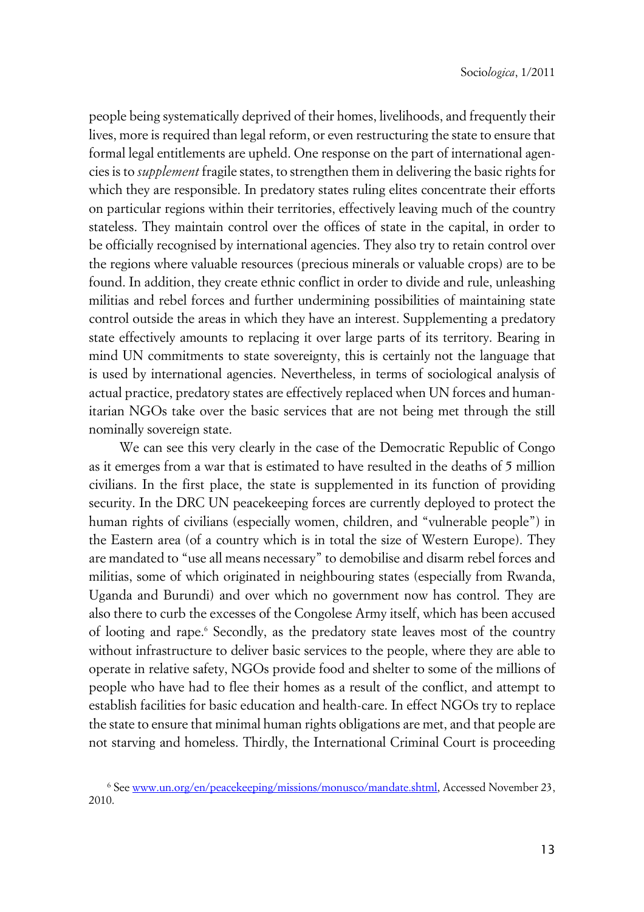people being systematically deprived of their homes, livelihoods, and frequently their lives, more is required than legal reform, or even restructuring the state to ensure that formal legal entitlements are upheld. One response on the part of international agencies is to *supplement* fragile states, to strengthen them in delivering the basic rights for which they are responsible. In predatory states ruling elites concentrate their efforts on particular regions within their territories, effectively leaving much of the country stateless. They maintain control over the offices of state in the capital, in order to be officially recognised by international agencies. They also try to retain control over the regions where valuable resources (precious minerals or valuable crops) are to be found. In addition, they create ethnic conflict in order to divide and rule, unleashing militias and rebel forces and further undermining possibilities of maintaining state control outside the areas in which they have an interest. Supplementing a predatory state effectively amounts to replacing it over large parts of its territory. Bearing in mind UN commitments to state sovereignty, this is certainly not the language that is used by international agencies. Nevertheless, in terms of sociological analysis of actual practice, predatory states are effectively replaced when UN forces and humanitarian NGOs take over the basic services that are not being met through the still nominally sovereign state.

We can see this very clearly in the case of the Democratic Republic of Congo as it emerges from a war that is estimated to have resulted in the deaths of 5 million civilians. In the first place, the state is supplemented in its function of providing security. In the DRC UN peacekeeping forces are currently deployed to protect the human rights of civilians (especially women, children, and "vulnerable people") in the Eastern area (of a country which is in total the size of Western Europe). They are mandated to "use all means necessary" to demobilise and disarm rebel forces and militias, some of which originated in neighbouring states (especially from Rwanda, Uganda and Burundi) and over which no government now has control. They are also there to curb the excesses of the Congolese Army itself, which has been accused of looting and rape.[6] Secondly, as the predatory state leaves most of the country without infrastructure to deliver basic services to the people, where they are able to operate in relative safety, NGOs provide food and shelter to some of the millions of people who have had to flee their homes as a result of the conflict, and attempt to establish facilities for basic education and health-care. In effect NGOs try to replace the state to ensure that minimal human rights obligations are met, and that people are not starving and homeless. Thirdly, the International Criminal Court is proceeding

[6] See www.un.org/en/peacekeeping/missions/monusco/mandate.shtml, Accessed November 23, 2010.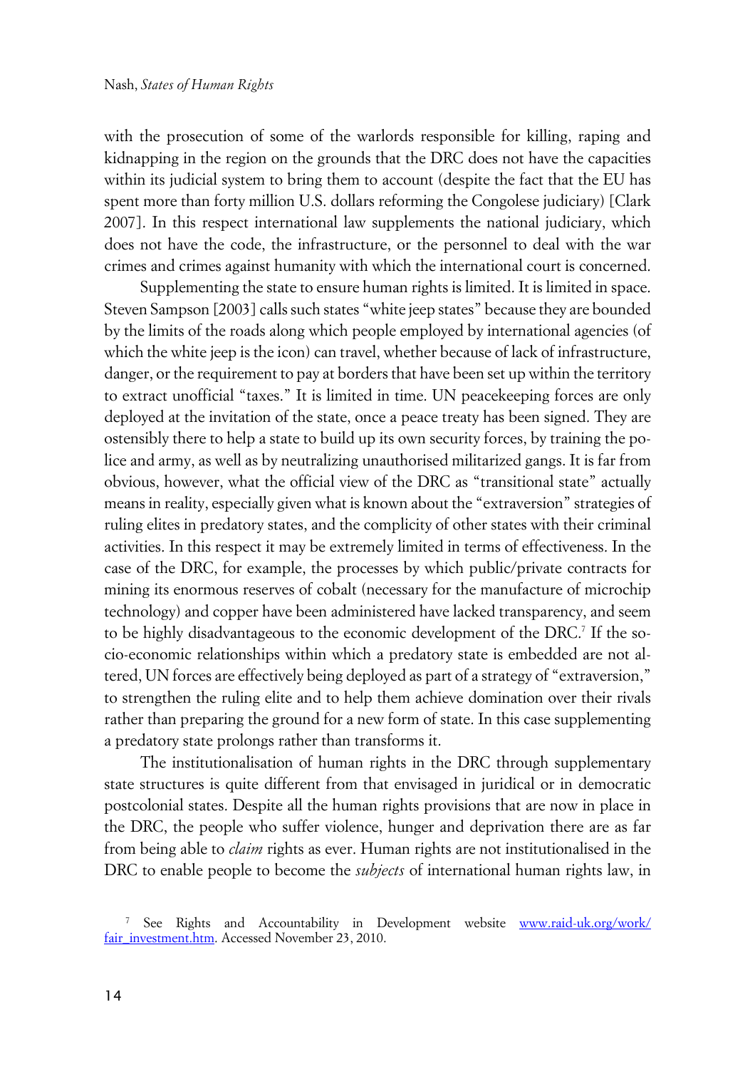with the prosecution of some of the warlords responsible for killing, raping and kidnapping in the region on the grounds that the DRC does not have the capacities within its judicial system to bring them to account (despite the fact that the EU has spent more than forty million U.S. dollars reforming the Congolese judiciary) [Clark 2007]. In this respect international law supplements the national judiciary, which does not have the code, the infrastructure, or the personnel to deal with the war crimes and crimes against humanity with which the international court is concerned.

Supplementing the state to ensure human rights is limited. It is limited in space. Steven Sampson [2003] calls such states "white jeep states" because they are bounded by the limits of the roads along which people employed by international agencies (of which the white jeep is the icon) can travel, whether because of lack of infrastructure, danger, or the requirement to pay at borders that have been set up within the territory to extract unofficial "taxes." It is limited in time. UN peacekeeping forces are only deployed at the invitation of the state, once a peace treaty has been signed. They are ostensibly there to help a state to build up its own security forces, by training the police and army, as well as by neutralizing unauthorised militarized gangs. It is far from obvious, however, what the official view of the DRC as "transitional state" actually means in reality, especially given what is known about the "extraversion" strategies of ruling elites in predatory states, and the complicity of other states with their criminal activities. In this respect it may be extremely limited in terms of effectiveness. In the case of the DRC, for example, the processes by which public/private contracts for mining its enormous reserves of cobalt (necessary for the manufacture of microchip technology) and copper have been administered have lacked transparency, and seem to be highly disadvantageous to the economic development of the DRC.[7] If the socio-economic relationships within which a predatory state is embedded are not altered, UN forces are effectively being deployed as part of a strategy of "extraversion," to strengthen the ruling elite and to help them achieve domination over their rivals rather than preparing the ground for a new form of state. In this case supplementing a predatory state prolongs rather than transforms it.

The institutionalisation of human rights in the DRC through supplementary state structures is quite different from that envisaged in juridical or in democratic postcolonial states. Despite all the human rights provisions that are now in place in the DRC, the people who suffer violence, hunger and deprivation there are as far from being able to *claim* rights as ever. Human rights are not institutionalised in the DRC to enable people to become the *subjects* of international human rights law, in

[7] See Rights and Accountability in Development website www.raid-uk.org/work/fair_investment.htm. Accessed November 23, 2010.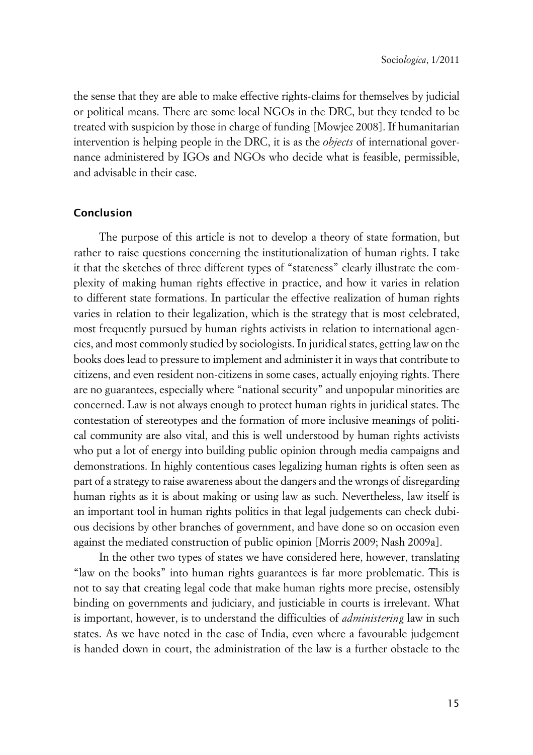the sense that they are able to make effective rights-claims for themselves by judicial or political means. There are some local NGOs in the DRC, but they tended to be treated with suspicion by those in charge of funding [Mowjee 2008]. If humanitarian intervention is helping people in the DRC, it is as the *objects* of international governance administered by IGOs and NGOs who decide what is feasible, permissible, and advisable in their case.

## Conclusion

The purpose of this article is not to develop a theory of state formation, but rather to raise questions concerning the institutionalization of human rights. I take it that the sketches of three different types of "stateness" clearly illustrate the complexity of making human rights effective in practice, and how it varies in relation to different state formations. In particular the effective realization of human rights varies in relation to their legalization, which is the strategy that is most celebrated, most frequently pursued by human rights activists in relation to international agencies, and most commonly studied by sociologists. In juridical states, getting law on the books does lead to pressure to implement and administer it in ways that contribute to citizens, and even resident non-citizens in some cases, actually enjoying rights. There are no guarantees, especially where "national security" and unpopular minorities are concerned. Law is not always enough to protect human rights in juridical states. The contestation of stereotypes and the formation of more inclusive meanings of political community are also vital, and this is well understood by human rights activists who put a lot of energy into building public opinion through media campaigns and demonstrations. In highly contentious cases legalizing human rights is often seen as part of a strategy to raise awareness about the dangers and the wrongs of disregarding human rights as it is about making or using law as such. Nevertheless, law itself is an important tool in human rights politics in that legal judgements can check dubious decisions by other branches of government, and have done so on occasion even against the mediated construction of public opinion [Morris 2009; Nash 2009a].

In the other two types of states we have considered here, however, translating "law on the books" into human rights guarantees is far more problematic. This is not to say that creating legal code that make human rights more precise, ostensibly binding on governments and judiciary, and justiciable in courts is irrelevant. What is important, however, is to understand the difficulties of *administering* law in such states. As we have noted in the case of India, even where a favourable judgement is handed down in court, the administration of the law is a further obstacle to the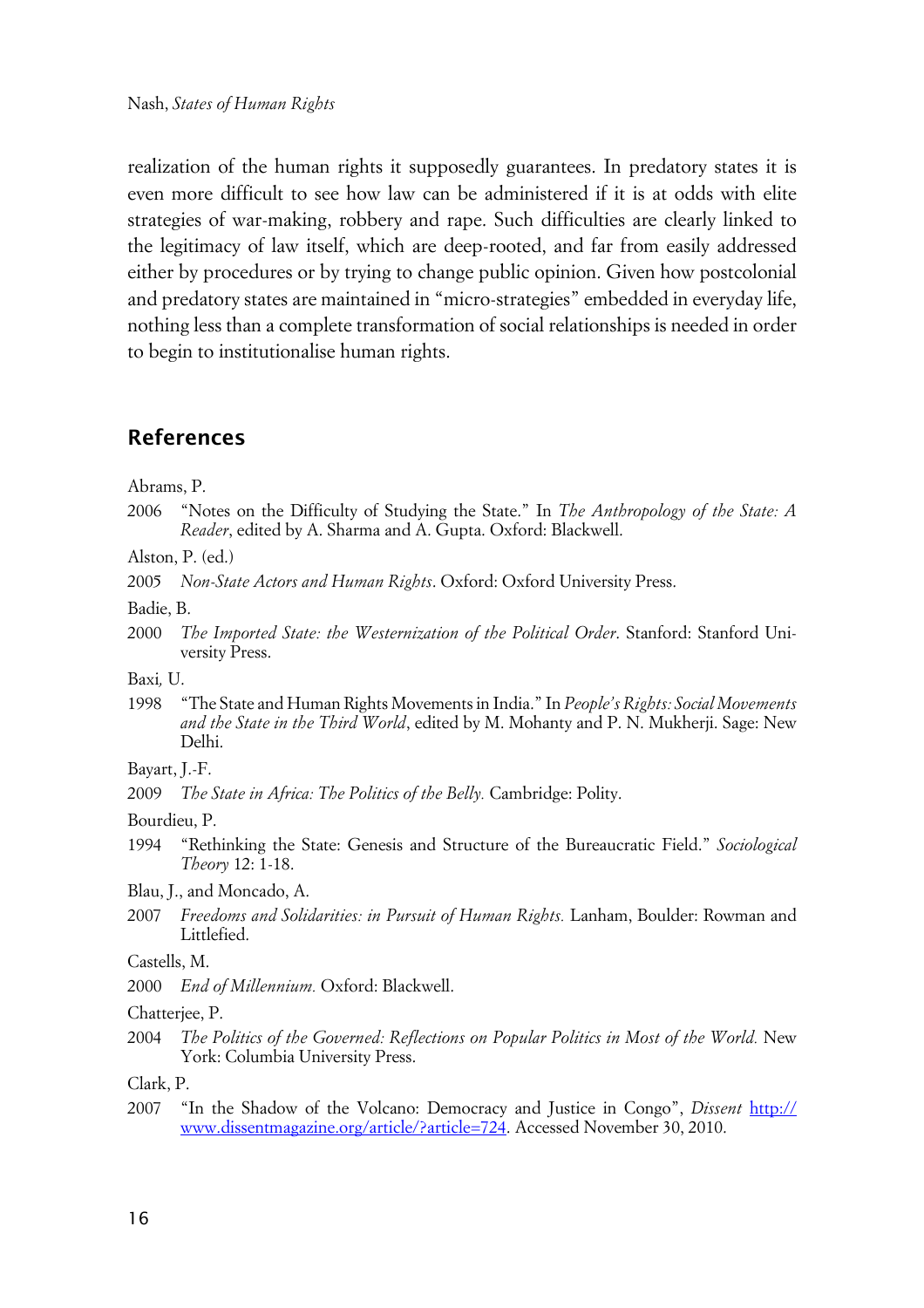realization of the human rights it supposedly guarantees. In predatory states it is even more difficult to see how law can be administered if it is at odds with elite strategies of war-making, robbery and rape. Such difficulties are clearly linked to the legitimacy of law itself, which are deep-rooted, and far from easily addressed either by procedures or by trying to change public opinion. Given how postcolonial and predatory states are maintained in "micro-strategies" embedded in everyday life, nothing less than a complete transformation of social relationships is needed in order to begin to institutionalise human rights.

## References

Abrams, P.

2006 "Notes on the Difficulty of Studying the State." In *The Anthropology of the State: A Reader*, edited by A. Sharma and A. Gupta. Oxford: Blackwell.

Alston, P. (ed.)

2005 *Non-State Actors and Human Rights*. Oxford: Oxford University Press.

Badie, B.

2000 *The Imported State: the Westernization of the Political Order*. Stanford: Stanford University Press.

Baxi, U.

1998 "The State and Human Rights Movements in India." In *People's Rights: Social Movements and the State in the Third World*, edited by M. Mohanty and P. N. Mukherji. Sage: New Delhi.

Bayart, J.-F.

2009 *The State in Africa: The Politics of the Belly.* Cambridge: Polity.

Bourdieu, P.

1994 "Rethinking the State: Genesis and Structure of the Bureaucratic Field." *Sociological Theory* 12: 1-18.

Blau, J., and Moncado, A.

2007 *Freedoms and Solidarities: in Pursuit of Human Rights.* Lanham, Boulder: Rowman and Littlefied.

Castells, M.

2000 *End of Millennium.* Oxford: Blackwell.

Chatterjee, P.

2004 *The Politics of the Governed: Reflections on Popular Politics in Most of the World.* New York: Columbia University Press.

Clark, P.

2007 "In the Shadow of the Volcano: Democracy and Justice in Congo", *Dissent* http://www.dissentmagazine.org/article/?article=724. Accessed November 30, 2010.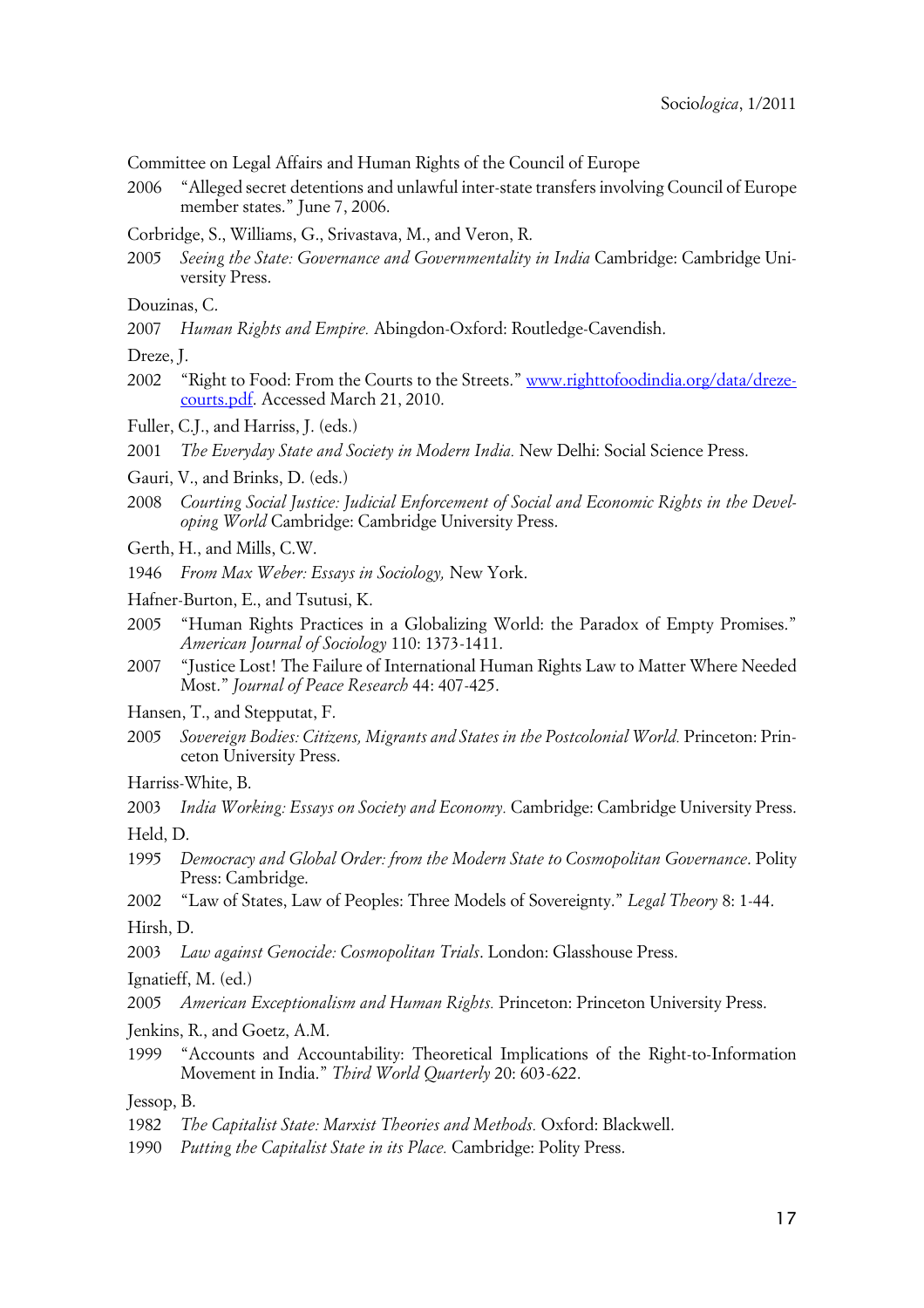Committee on Legal Affairs and Human Rights of the Council of Europe

2006 "Alleged secret detentions and unlawful inter-state transfers involving Council of Europe member states." June 7, 2006.

Corbridge, S., Williams, G., Srivastava, M., and Veron, R.

2005 *Seeing the State: Governance and Governmentality in India* Cambridge: Cambridge University Press.

Douzinas, C.

2007 *Human Rights and Empire.* Abingdon-Oxford: Routledge-Cavendish.

Dreze, J.

2002 "Right to Food: From the Courts to the Streets." www.righttofoodindia.org/data/dreze-courts.pdf. Accessed March 21, 2010.

Fuller, C.J., and Harriss, J. (eds.)

2001 *The Everyday State and Society in Modern India.* New Delhi: Social Science Press.

Gauri, V., and Brinks, D. (eds.)

2008 *Courting Social Justice: Judicial Enforcement of Social and Economic Rights in the Developing World* Cambridge: Cambridge University Press.

Gerth, H., and Mills, C.W.

1946 *From Max Weber: Essays in Sociology,* New York.

Hafner-Burton, E., and Tsutusi, K.

2005 "Human Rights Practices in a Globalizing World: the Paradox of Empty Promises." *American Journal of Sociology* 110: 1373-1411.

2007 "Justice Lost! The Failure of International Human Rights Law to Matter Where Needed Most." *Journal of Peace Research* 44: 407-425.

Hansen, T., and Stepputat, F.

2005 *Sovereign Bodies: Citizens, Migrants and States in the Postcolonial World.* Princeton: Princeton University Press.

Harriss-White, B.

2003 *India Working: Essays on Society and Economy.* Cambridge: Cambridge University Press.

Held, D.

1995 *Democracy and Global Order: from the Modern State to Cosmopolitan Governance*. Polity Press: Cambridge.

2002 "Law of States, Law of Peoples: Three Models of Sovereignty." *Legal Theory* 8: 1-44.

Hirsh, D.

2003 *Law against Genocide: Cosmopolitan Trials*. London: Glasshouse Press.

Ignatieff, M. (ed.)

2005 *American Exceptionalism and Human Rights.* Princeton: Princeton University Press.

Jenkins, R., and Goetz, A.M.

1999 "Accounts and Accountability: Theoretical Implications of the Right-to-Information Movement in India." *Third World Quarterly* 20: 603-622.

Jessop, B.

1982 *The Capitalist State: Marxist Theories and Methods.* Oxford: Blackwell.

1990 *Putting the Capitalist State in its Place.* Cambridge: Polity Press.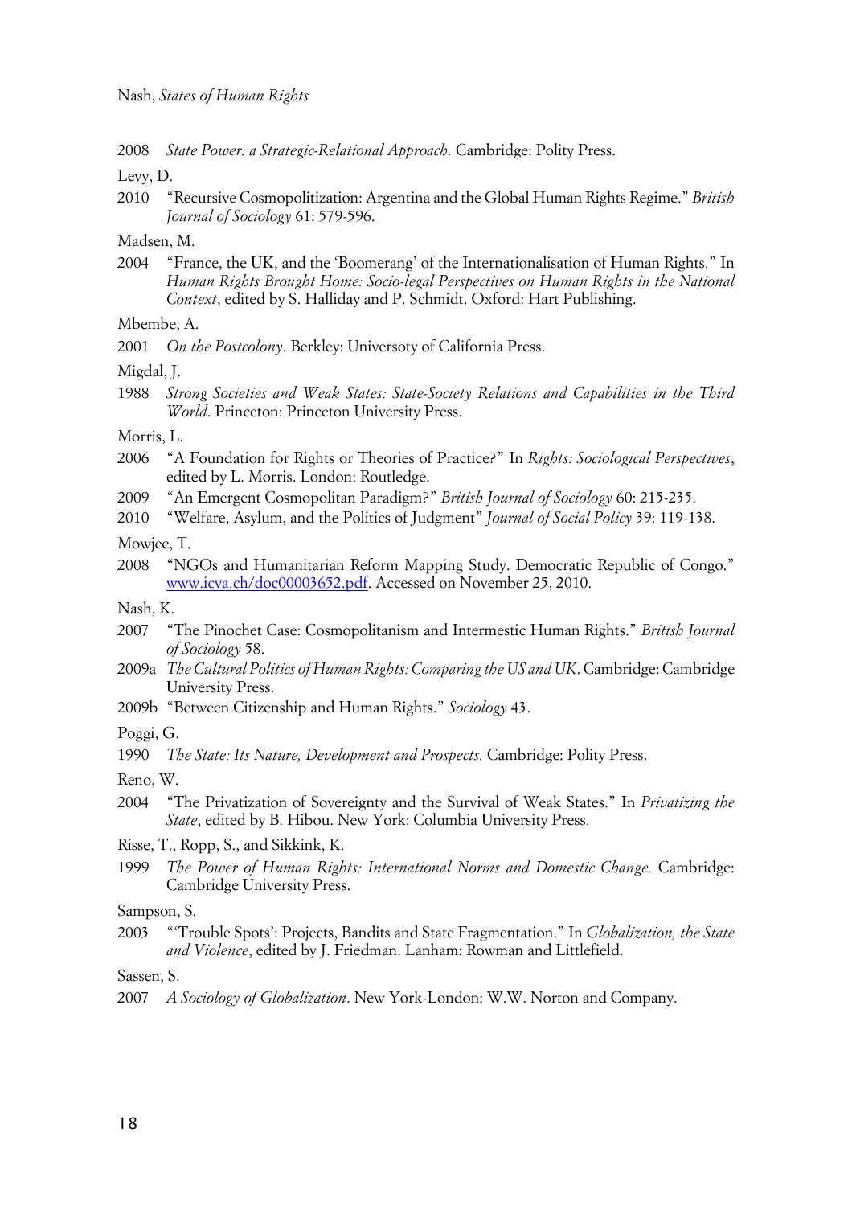2008 *State Power: a Strategic-Relational Approach.* Cambridge: Polity Press.

Levy, D.

2010 "Recursive Cosmopolitization: Argentina and the Global Human Rights Regime." *British Journal of Sociology* 61: 579-596.

Madsen, M.

2004 "France, the UK, and the 'Boomerang' of the Internationalisation of Human Rights." In *Human Rights Brought Home: Socio-legal Perspectives on Human Rights in the National Context*, edited by S. Halliday and P. Schmidt. Oxford: Hart Publishing.

Mbembe, A.

2001 *On the Postcolony*. Berkley: Universoty of California Press.

Migdal, J.

1988 *Strong Societies and Weak States: State-Society Relations and Capabilities in the Third World*. Princeton: Princeton University Press.

Morris, L.

2006 "A Foundation for Rights or Theories of Practice?" In *Rights: Sociological Perspectives*, edited by L. Morris. London: Routledge.

2009 "An Emergent Cosmopolitan Paradigm?" *British Journal of Sociology* 60: 215-235.

2010 "Welfare, Asylum, and the Politics of Judgment" *Journal of Social Policy* 39: 119-138.

Mowjee, T.

2008 "NGOs and Humanitarian Reform Mapping Study. Democratic Republic of Congo." www.icva.ch/doc00003652.pdf. Accessed on November 25, 2010.

Nash, K.

2007 "The Pinochet Case: Cosmopolitanism and Intermestic Human Rights." *British Journal of Sociology* 58.

2009a *The Cultural Politics of Human Rights: Comparing the US and UK*. Cambridge: Cambridge University Press.

2009b "Between Citizenship and Human Rights." *Sociology* 43.

Poggi, G.

1990 *The State: Its Nature, Development and Prospects.* Cambridge: Polity Press.

Reno, W.

2004 "The Privatization of Sovereignty and the Survival of Weak States." In *Privatizing the State*, edited by B. Hibou. New York: Columbia University Press.

Risse, T., Ropp, S., and Sikkink, K.

1999 *The Power of Human Rights: International Norms and Domestic Change.* Cambridge: Cambridge University Press.

Sampson, S.

2003 "'Trouble Spots': Projects, Bandits and State Fragmentation." In *Globalization, the State and Violence*, edited by J. Friedman. Lanham: Rowman and Littlefield.

Sassen, S.

2007 *A Sociology of Globalization*. New York-London: W.W. Norton and Company.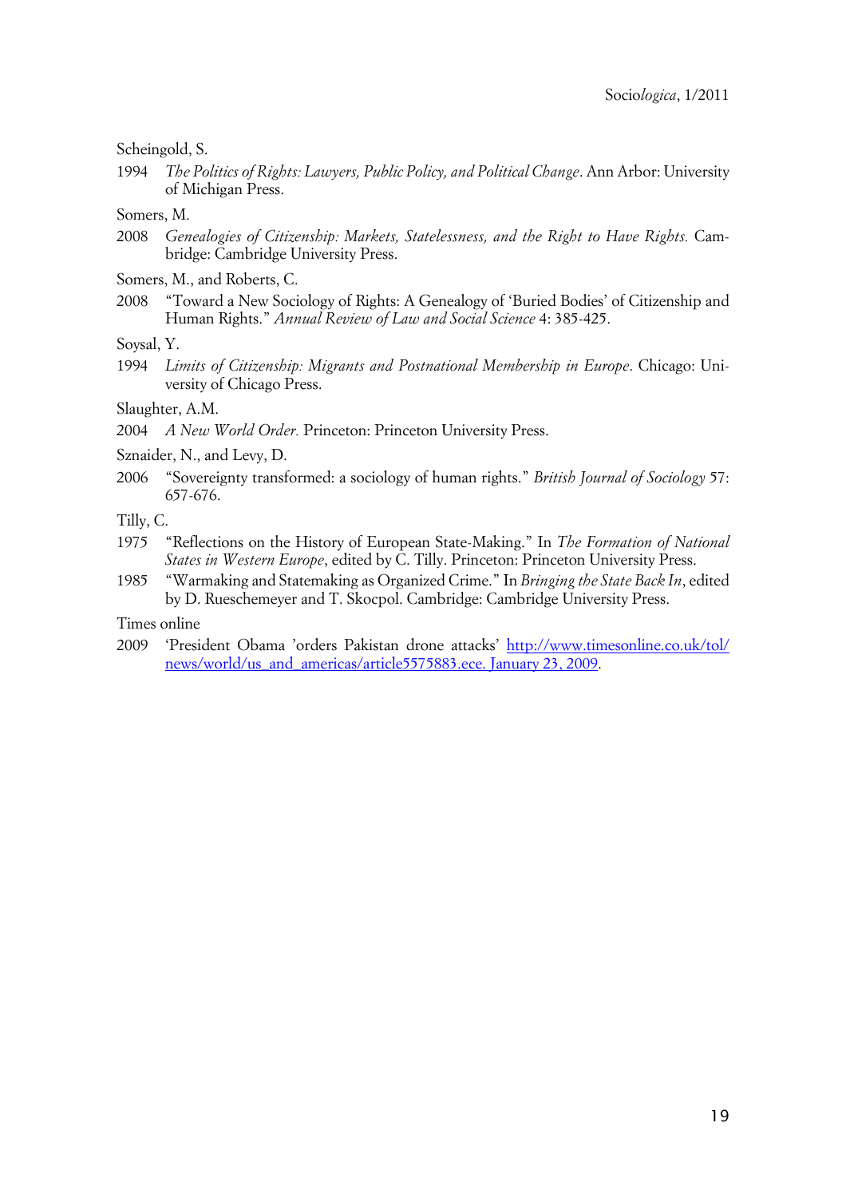Scheingold, S.

1994 *The Politics of Rights: Lawyers, Public Policy, and Political Change*. Ann Arbor: University of Michigan Press.

Somers, M.

2008 *Genealogies of Citizenship: Markets, Statelessness, and the Right to Have Rights.* Cambridge: Cambridge University Press.

Somers, M., and Roberts, C.

2008 "Toward a New Sociology of Rights: A Genealogy of 'Buried Bodies' of Citizenship and Human Rights." *Annual Review of Law and Social Science* 4: 385-425.

Soysal, Y.

1994 *Limits of Citizenship: Migrants and Postnational Membership in Europe*. Chicago: University of Chicago Press.

Slaughter, A.M.

2004 *A New World Order.* Princeton: Princeton University Press.

Sznaider, N., and Levy, D.

2006 "Sovereignty transformed: a sociology of human rights." *British Journal of Sociology* 57: 657-676.

Tilly, C.

1975 "Reflections on the History of European State-Making." In *The Formation of National States in Western Europe*, edited by C. Tilly. Princeton: Princeton University Press.

1985 "Warmaking and Statemaking as Organized Crime." In *Bringing the State Back In*, edited by D. Rueschemeyer and T. Skocpol. Cambridge: Cambridge University Press.

Times online

2009 'President Obama 'orders Pakistan drone attacks' http://www.timesonline.co.uk/tol/news/world/us_and_americas/article5575883.ece. January 23, 2009.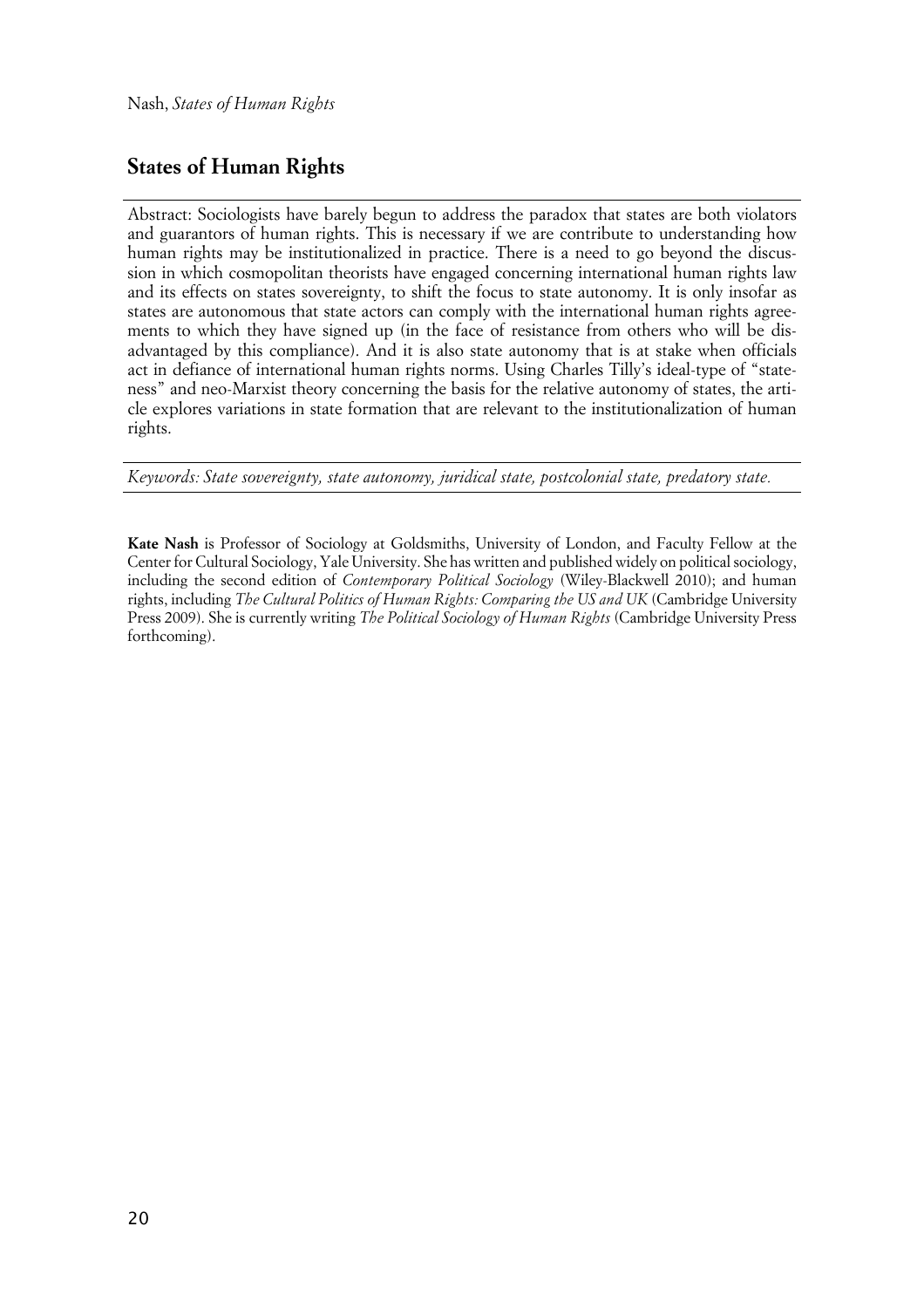## States of Human Rights

Abstract: Sociologists have barely begun to address the paradox that states are both violators and guarantors of human rights. This is necessary if we are contribute to understanding how human rights may be institutionalized in practice. There is a need to go beyond the discussion in which cosmopolitan theorists have engaged concerning international human rights law and its effects on states sovereignty, to shift the focus to state autonomy. It is only insofar as states are autonomous that state actors can comply with the international human rights agreements to which they have signed up (in the face of resistance from others who will be disadvantaged by this compliance). And it is also state autonomy that is at stake when officials act in defiance of international human rights norms. Using Charles Tilly's ideal-type of "stateness" and neo-Marxist theory concerning the basis for the relative autonomy of states, the article explores variations in state formation that are relevant to the institutionalization of human rights.

*Keywords: State sovereignty, state autonomy, juridical state, postcolonial state, predatory state.*

**Kate Nash** is Professor of Sociology at Goldsmiths, University of London, and Faculty Fellow at the Center for Cultural Sociology, Yale University. She has written and published widely on political sociology, including the second edition of *Contemporary Political Sociology* (Wiley-Blackwell 2010); and human rights, including *The Cultural Politics of Human Rights: Comparing the US and UK* (Cambridge University Press 2009). She is currently writing *The Political Sociology of Human Rights* (Cambridge University Press forthcoming).